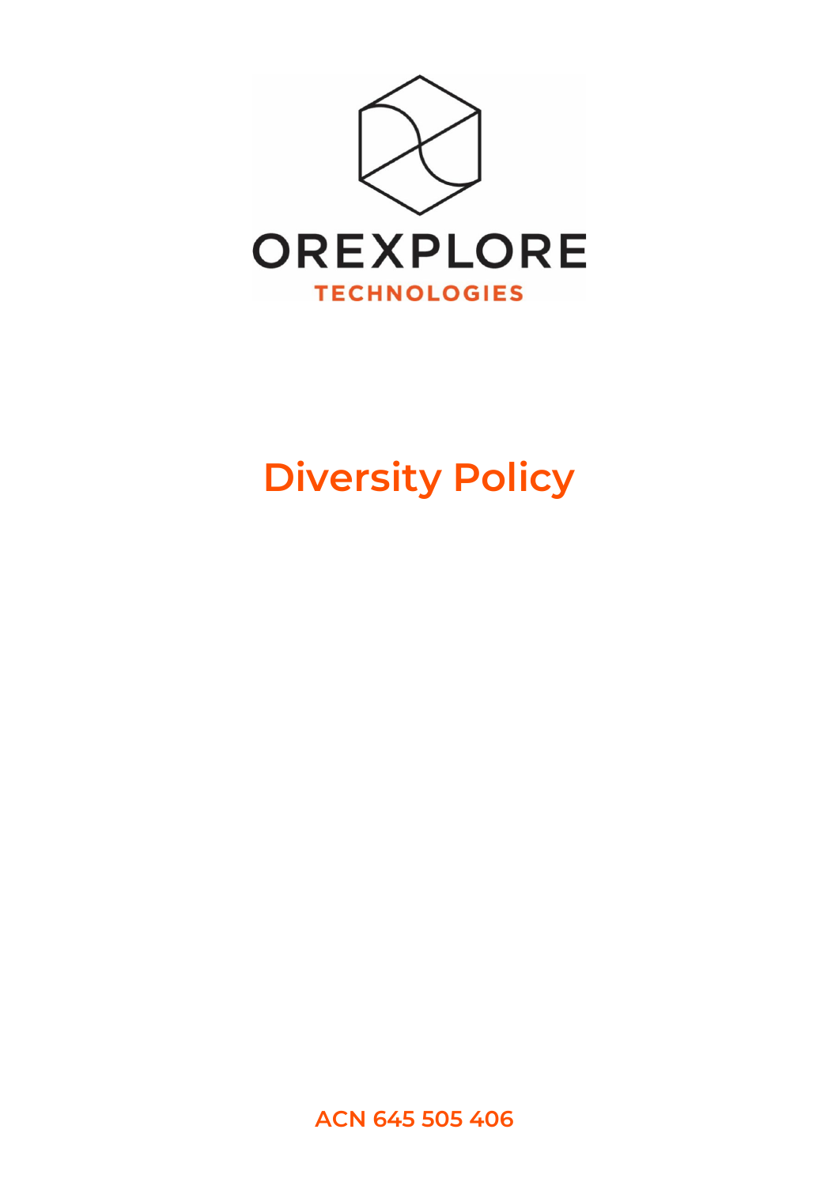OREXPLORE

TECHNOLOGIES

# Diversity Policy

ACN 645 505 406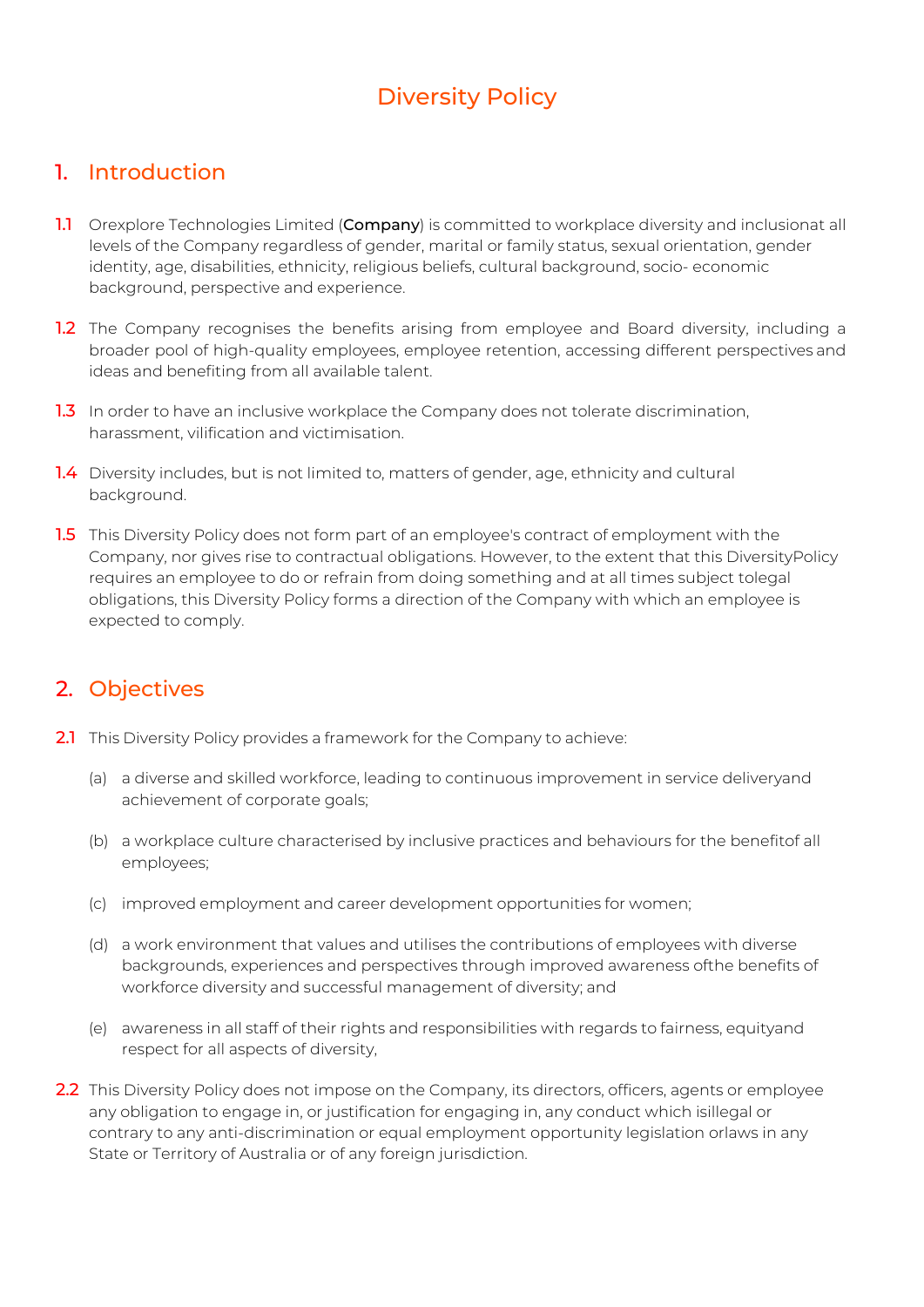# Diversity Policy

## 1. Introduction

**1.1** Orexplore Technologies Limited (**Company**) is committed to workplace diversity and inclusionat all levels of the Company regardless of gender, marital or family status, sexual orientation, gender identity, age, disabilities, ethnicity, religious beliefs, cultural background, socio- economic background, perspective and experience.

**1.2** The Company recognises the benefits arising from employee and Board diversity, including a broader pool of high-quality employees, employee retention, accessing different perspectives and ideas and benefiting from all available talent.

**1.3** In order to have an inclusive workplace the Company does not tolerate discrimination, harassment, vilification and victimisation.

**1.4** Diversity includes, but is not limited to, matters of gender, age, ethnicity and cultural background.

**1.5** This Diversity Policy does not form part of an employee's contract of employment with the Company, nor gives rise to contractual obligations. However, to the extent that this DiversityPolicy requires an employee to do or refrain from doing something and at all times subject tolegal obligations, this Diversity Policy forms a direction of the Company with which an employee is expected to comply.

## 2. Objectives

**2.1** This Diversity Policy provides a framework for the Company to achieve:

(a) a diverse and skilled workforce, leading to continuous improvement in service deliveryand achievement of corporate goals;

(b) a workplace culture characterised by inclusive practices and behaviours for the benefitof all employees;

(c) improved employment and career development opportunities for women;

(d) a work environment that values and utilises the contributions of employees with diverse backgrounds, experiences and perspectives through improved awareness ofthe benefits of workforce diversity and successful management of diversity; and

(e) awareness in all staff of their rights and responsibilities with regards to fairness, equityand respect for all aspects of diversity,

**2.2** This Diversity Policy does not impose on the Company, its directors, officers, agents or employee any obligation to engage in, or justification for engaging in, any conduct which isillegal or contrary to any anti-discrimination or equal employment opportunity legislation orlaws in any State or Territory of Australia or of any foreign jurisdiction.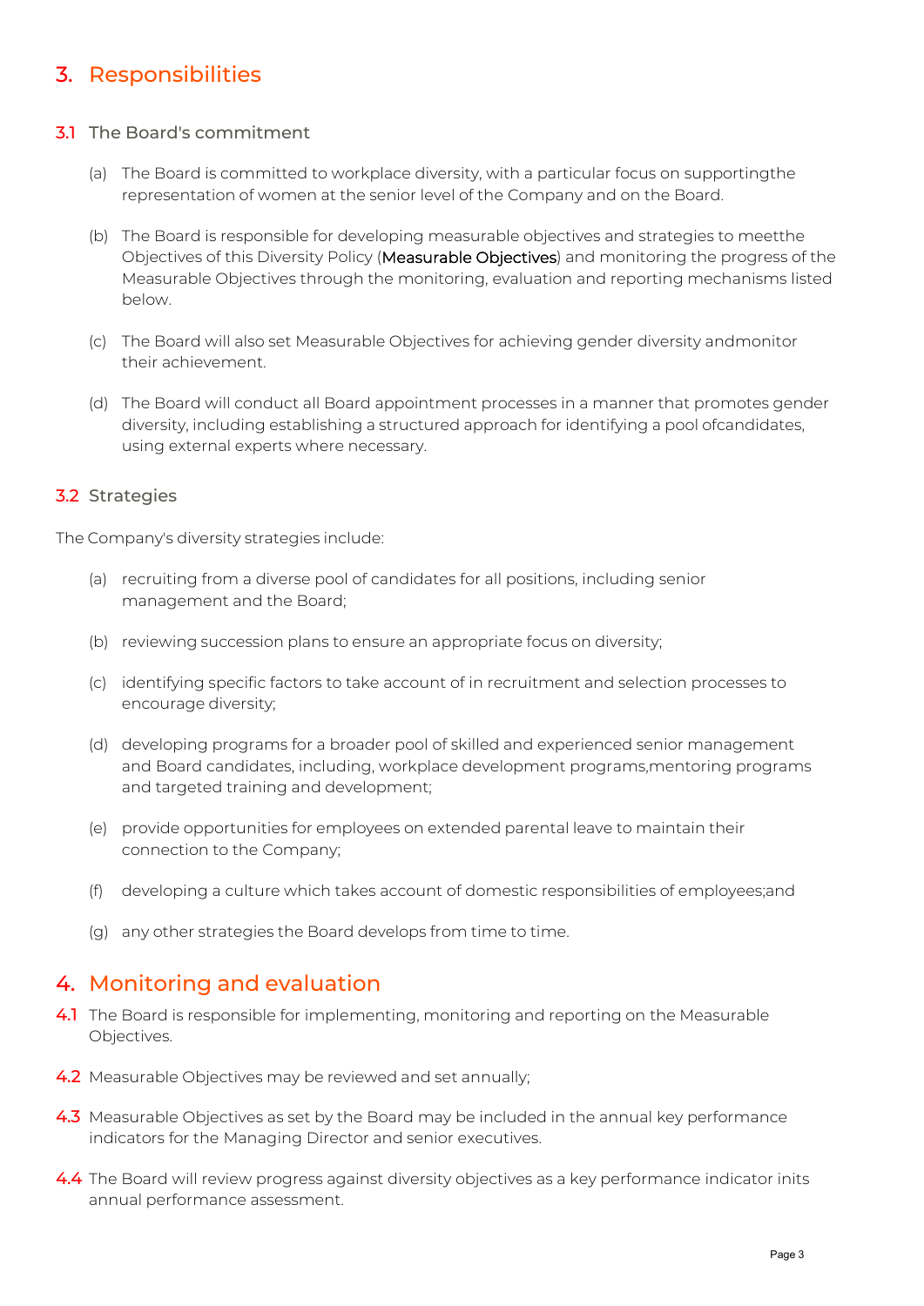## 3. Responsibilities

### 3.1 The Board's commitment

(a) The Board is committed to workplace diversity, with a particular focus on supportingthe representation of women at the senior level of the Company and on the Board.

(b) The Board is responsible for developing measurable objectives and strategies to meetthe Objectives of this Diversity Policy (**Measurable Objectives**) and monitoring the progress of the Measurable Objectives through the monitoring, evaluation and reporting mechanisms listed below.

(c) The Board will also set Measurable Objectives for achieving gender diversity andmonitor their achievement.

(d) The Board will conduct all Board appointment processes in a manner that promotes gender diversity, including establishing a structured approach for identifying a pool ofcandidates, using external experts where necessary.

### 3.2 Strategies

The Company's diversity strategies include:

(a) recruiting from a diverse pool of candidates for all positions, including senior management and the Board;

(b) reviewing succession plans to ensure an appropriate focus on diversity;

(c) identifying specific factors to take account of in recruitment and selection processes to encourage diversity;

(d) developing programs for a broader pool of skilled and experienced senior management and Board candidates, including, workplace development programs,mentoring programs and targeted training and development;

(e) provide opportunities for employees on extended parental leave to maintain their connection to the Company;

(f) developing a culture which takes account of domestic responsibilities of employees;and

(g) any other strategies the Board develops from time to time.

## 4. Monitoring and evaluation

4.1 The Board is responsible for implementing, monitoring and reporting on the Measurable Objectives.

4.2 Measurable Objectives may be reviewed and set annually;

4.3 Measurable Objectives as set by the Board may be included in the annual key performance indicators for the Managing Director and senior executives.

4.4 The Board will review progress against diversity objectives as a key performance indicator inits annual performance assessment.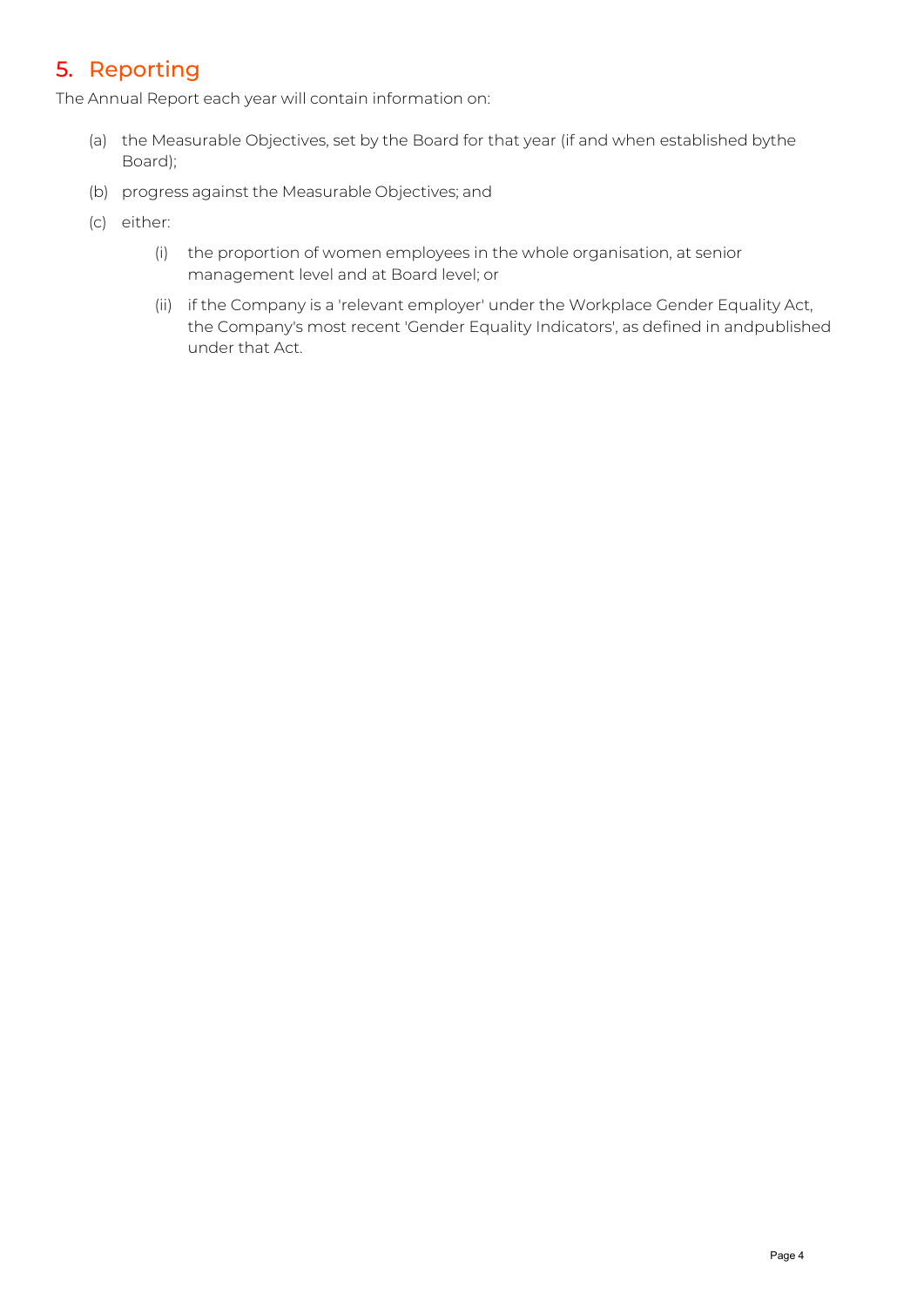## 5. Reporting

The Annual Report each year will contain information on:

(a) the Measurable Objectives, set by the Board for that year (if and when established bythe Board);

(b) progress against the Measurable Objectives; and

(c) either:

  (i) the proportion of women employees in the whole organisation, at senior management level and at Board level; or

  (ii) if the Company is a 'relevant employer' under the Workplace Gender Equality Act, the Company's most recent 'Gender Equality Indicators', as defined in andpublished under that Act.